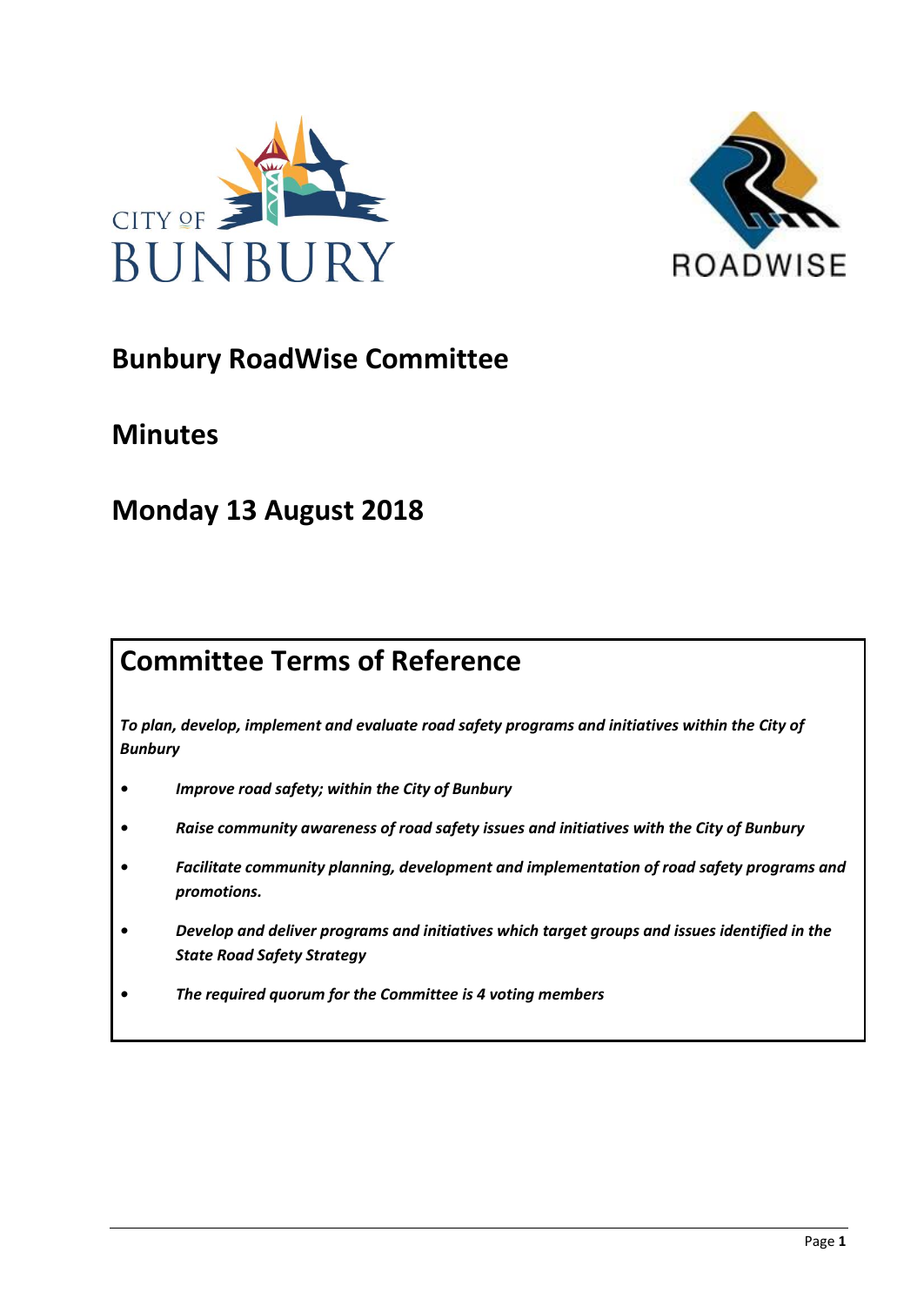# Bunbury RoadWise Committee

## Minutes

## Monday 13 August 2018

## Committee Terms of Reference

***To plan, develop, implement and evaluate road safety programs and initiatives within the City of Bunbury***

- ***Improve road safety; within the City of Bunbury***
- ***Raise community awareness of road safety issues and initiatives with the City of Bunbury***
- ***Facilitate community planning, development and implementation of road safety programs and promotions.***
- ***Develop and deliver programs and initiatives which target groups and issues identified in the State Road Safety Strategy***
- ***The required quorum for the Committee is 4 voting members***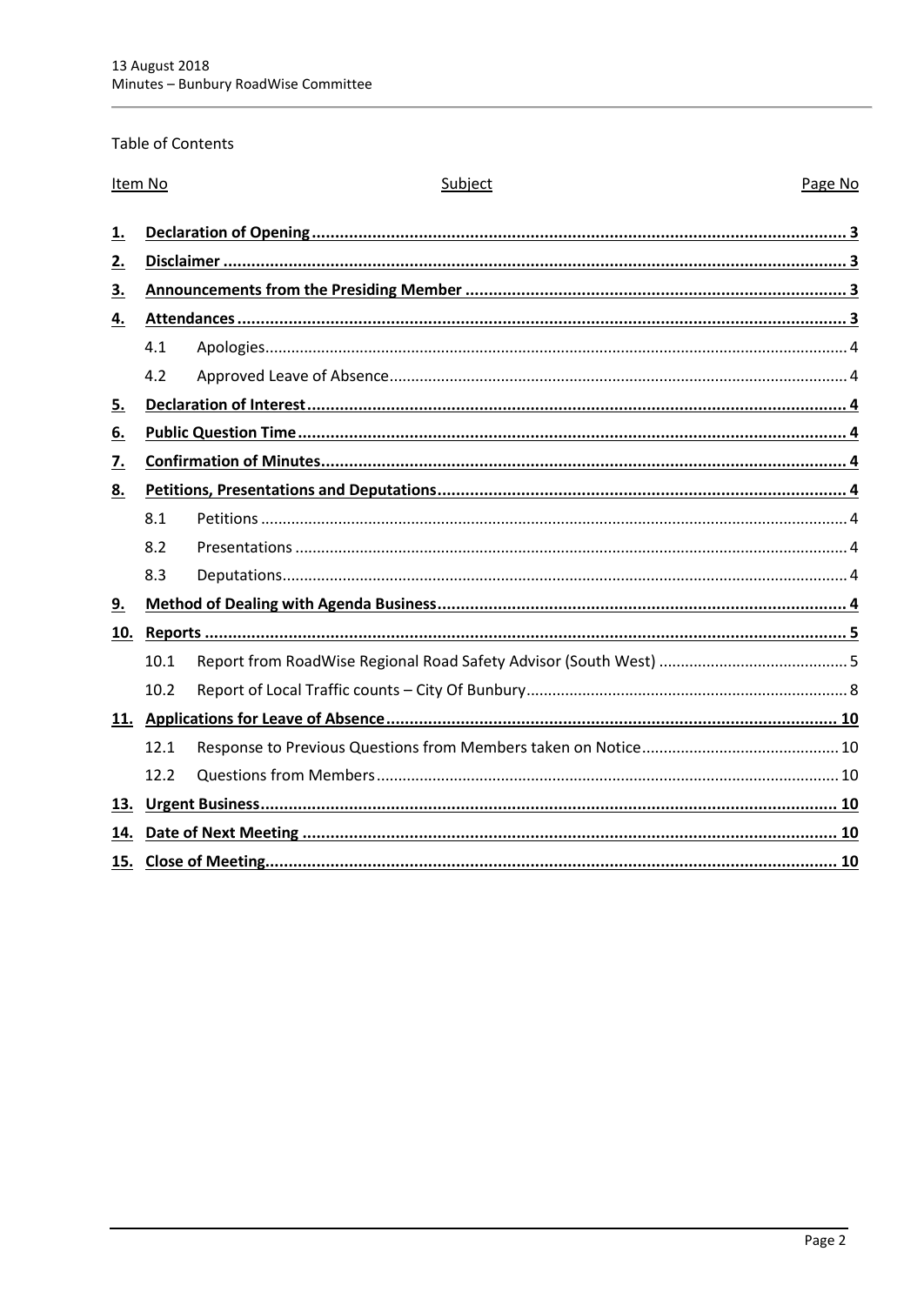Table of Contents

| Item No | | Subject | Page No |
|---|---|---|---|
| **1.** | | **Declaration of Opening** | **3** |
| **2.** | | **Disclaimer** | **3** |
| **3.** | | **Announcements from the Presiding Member** | **3** |
| **4.** | | **Attendances** | **3** |
| | 4.1 | Apologies | 4 |
| | 4.2 | Approved Leave of Absence | 4 |
| **5.** | | **Declaration of Interest** | **4** |
| **6.** | | **Public Question Time** | **4** |
| **7.** | | **Confirmation of Minutes** | **4** |
| **8.** | | **Petitions, Presentations and Deputations** | **4** |
| | 8.1 | Petitions | 4 |
| | 8.2 | Presentations | 4 |
| | 8.3 | Deputations | 4 |
| **9.** | | **Method of Dealing with Agenda Business** | **4** |
| **10.** | | **Reports** | **5** |
| | 10.1 | Report from RoadWise Regional Road Safety Advisor (South West) | 5 |
| | 10.2 | Report of Local Traffic counts – City Of Bunbury | 8 |
| **11.** | | **Applications for Leave of Absence** | **10** |
| | 12.1 | Response to Previous Questions from Members taken on Notice | 10 |
| | 12.2 | Questions from Members | 10 |
| **13.** | | **Urgent Business** | **10** |
| **14.** | | **Date of Next Meeting** | **10** |
| **15.** | | **Close of Meeting** | **10** |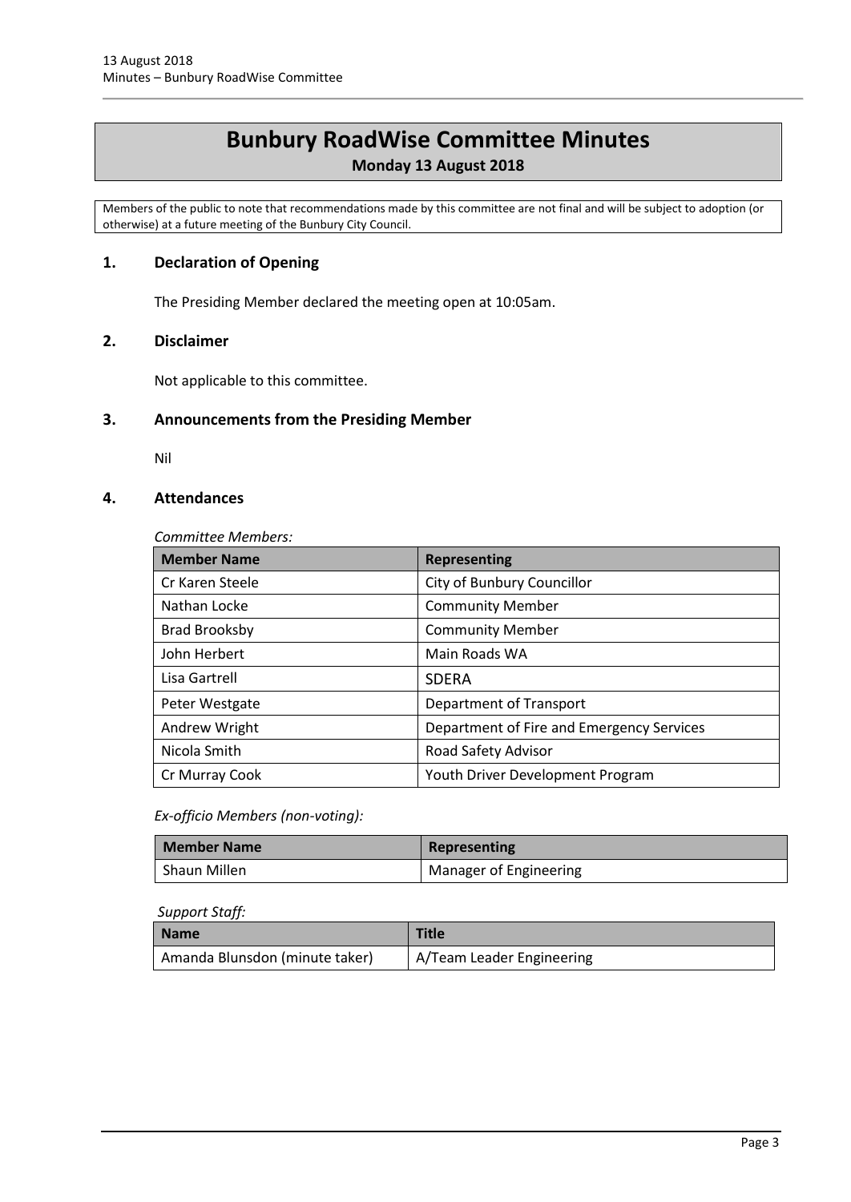# Bunbury RoadWise Committee Minutes

**Monday 13 August 2018**

Members of the public to note that recommendations made by this committee are not final and will be subject to adoption (or otherwise) at a future meeting of the Bunbury City Council.

## 1. Declaration of Opening

The Presiding Member declared the meeting open at 10:05am.

## 2. Disclaimer

Not applicable to this committee.

## 3. Announcements from the Presiding Member

Nil

## 4. Attendances

*Committee Members:*

| Member Name | Representing |
|---|---|
| Cr Karen Steele | City of Bunbury Councillor |
| Nathan Locke | Community Member |
| Brad Brooksby | Community Member |
| John Herbert | Main Roads WA |
| Lisa Gartrell | SDERA |
| Peter Westgate | Department of Transport |
| Andrew Wright | Department of Fire and Emergency Services |
| Nicola Smith | Road Safety Advisor |
| Cr Murray Cook | Youth Driver Development Program |

*Ex-officio Members (non-voting):*

| Member Name | Representing |
|---|---|
| Shaun Millen | Manager of Engineering |

*Support Staff:*

| Name | Title |
|---|---|
| Amanda Blunsdon (minute taker) | A/Team Leader Engineering |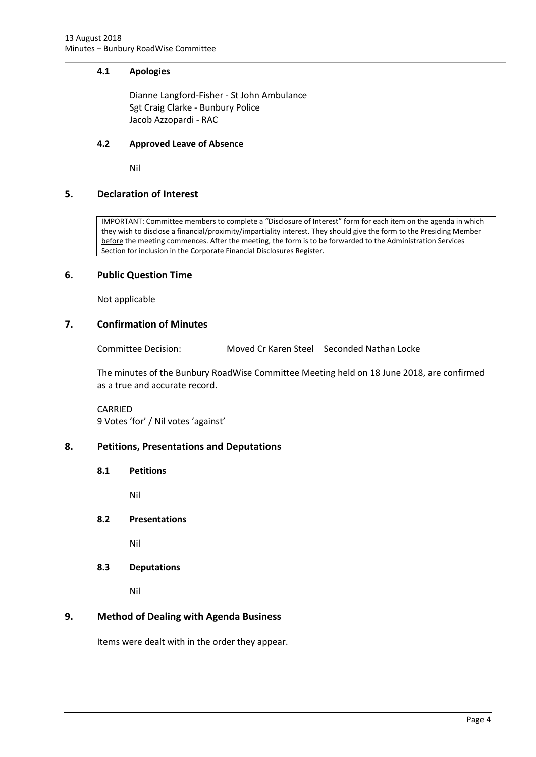### 4.1 Apologies

Dianne Langford-Fisher - St John Ambulance
Sgt Craig Clarke - Bunbury Police
Jacob Azzopardi - RAC

### 4.2 Approved Leave of Absence

Nil

## 5. Declaration of Interest

IMPORTANT: Committee members to complete a "Disclosure of Interest" form for each item on the agenda in which they wish to disclose a financial/proximity/impartiality interest. They should give the form to the Presiding Member before the meeting commences. After the meeting, the form is to be forwarded to the Administration Services Section for inclusion in the Corporate Financial Disclosures Register.

## 6. Public Question Time

Not applicable

## 7. Confirmation of Minutes

Committee Decision: Moved Cr Karen Steel Seconded Nathan Locke

The minutes of the Bunbury RoadWise Committee Meeting held on 18 June 2018, are confirmed as a true and accurate record.

CARRIED
9 Votes 'for' / Nil votes 'against'

## 8. Petitions, Presentations and Deputations

### 8.1 Petitions

Nil

### 8.2 Presentations

Nil

### 8.3 Deputations

Nil

## 9. Method of Dealing with Agenda Business

Items were dealt with in the order they appear.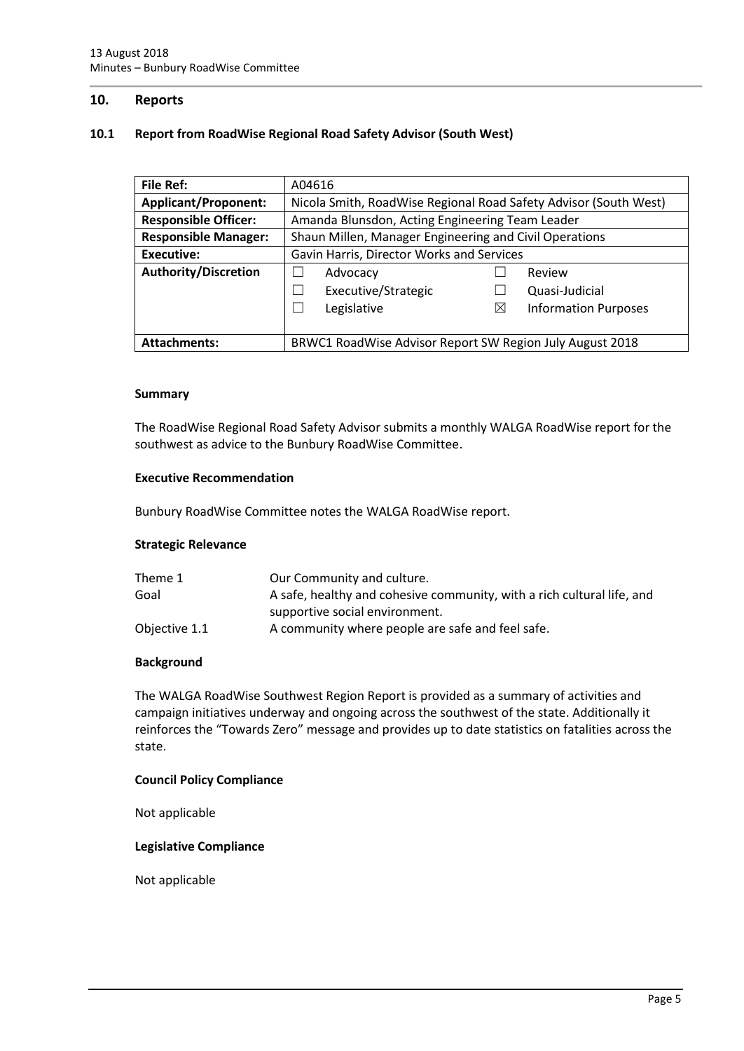## 10. Reports

### 10.1 Report from RoadWise Regional Road Safety Advisor (South West)

| **File Ref:** | A04616 |
|---|---|
| **Applicant/Proponent:** | Nicola Smith, RoadWise Regional Road Safety Advisor (South West) |
| **Responsible Officer:** | Amanda Blunsdon, Acting Engineering Team Leader |
| **Responsible Manager:** | Shaun Millen, Manager Engineering and Civil Operations |
| **Executive:** | Gavin Harris, Director Works and Services |
| **Authority/Discretion** | ☐ Advocacy ☐ Review<br>☐ Executive/Strategic ☐ Quasi-Judicial<br>☐ Legislative ☒ Information Purposes |
| **Attachments:** | BRWC1 RoadWise Advisor Report SW Region July August 2018 |

**Summary**

The RoadWise Regional Road Safety Advisor submits a monthly WALGA RoadWise report for the southwest as advice to the Bunbury RoadWise Committee.

**Executive Recommendation**

Bunbury RoadWise Committee notes the WALGA RoadWise report.

**Strategic Relevance**

| | |
|---|---|
| Theme 1 | Our Community and culture. |
| Goal | A safe, healthy and cohesive community, with a rich cultural life, and supportive social environment. |
| Objective 1.1 | A community where people are safe and feel safe. |

**Background**

The WALGA RoadWise Southwest Region Report is provided as a summary of activities and campaign initiatives underway and ongoing across the southwest of the state. Additionally it reinforces the "Towards Zero" message and provides up to date statistics on fatalities across the state.

**Council Policy Compliance**

Not applicable

**Legislative Compliance**

Not applicable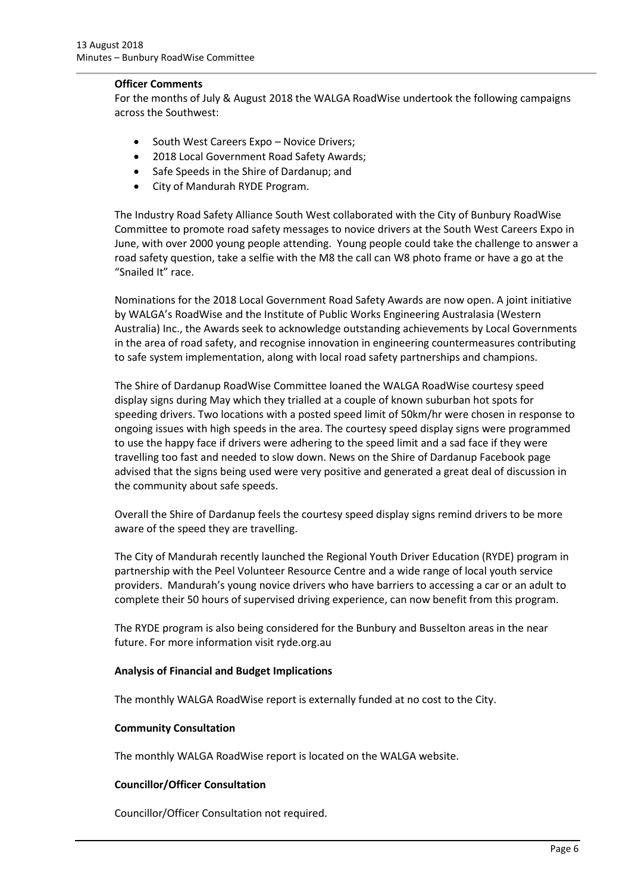**Officer Comments**

For the months of July & August 2018 the WALGA RoadWise undertook the following campaigns across the Southwest:

- South West Careers Expo – Novice Drivers;
- 2018 Local Government Road Safety Awards;
- Safe Speeds in the Shire of Dardanup; and
- City of Mandurah RYDE Program.

The Industry Road Safety Alliance South West collaborated with the City of Bunbury RoadWise Committee to promote road safety messages to novice drivers at the South West Careers Expo in June, with over 2000 young people attending. Young people could take the challenge to answer a road safety question, take a selfie with the M8 the call can W8 photo frame or have a go at the "Snailed It" race.

Nominations for the 2018 Local Government Road Safety Awards are now open. A joint initiative by WALGA's RoadWise and the Institute of Public Works Engineering Australasia (Western Australia) Inc., the Awards seek to acknowledge outstanding achievements by Local Governments in the area of road safety, and recognise innovation in engineering countermeasures contributing to safe system implementation, along with local road safety partnerships and champions.

The Shire of Dardanup RoadWise Committee loaned the WALGA RoadWise courtesy speed display signs during May which they trialled at a couple of known suburban hot spots for speeding drivers. Two locations with a posted speed limit of 50km/hr were chosen in response to ongoing issues with high speeds in the area. The courtesy speed display signs were programmed to use the happy face if drivers were adhering to the speed limit and a sad face if they were travelling too fast and needed to slow down. News on the Shire of Dardanup Facebook page advised that the signs being used were very positive and generated a great deal of discussion in the community about safe speeds.

Overall the Shire of Dardanup feels the courtesy speed display signs remind drivers to be more aware of the speed they are travelling.

The City of Mandurah recently launched the Regional Youth Driver Education (RYDE) program in partnership with the Peel Volunteer Resource Centre and a wide range of local youth service providers. Mandurah's young novice drivers who have barriers to accessing a car or an adult to complete their 50 hours of supervised driving experience, can now benefit from this program.

The RYDE program is also being considered for the Bunbury and Busselton areas in the near future. For more information visit ryde.org.au

**Analysis of Financial and Budget Implications**

The monthly WALGA RoadWise report is externally funded at no cost to the City.

**Community Consultation**

The monthly WALGA RoadWise report is located on the WALGA website.

**Councillor/Officer Consultation**

Councillor/Officer Consultation not required.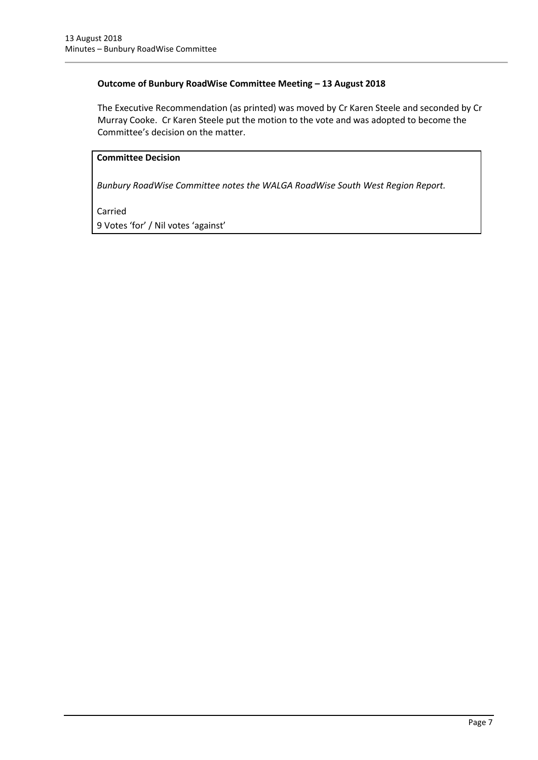**Outcome of Bunbury RoadWise Committee Meeting – 13 August 2018**

The Executive Recommendation (as printed) was moved by Cr Karen Steele and seconded by Cr Murray Cooke. Cr Karen Steele put the motion to the vote and was adopted to become the Committee's decision on the matter.

**Committee Decision**

*Bunbury RoadWise Committee notes the WALGA RoadWise South West Region Report.*

Carried
9 Votes 'for' / Nil votes 'against'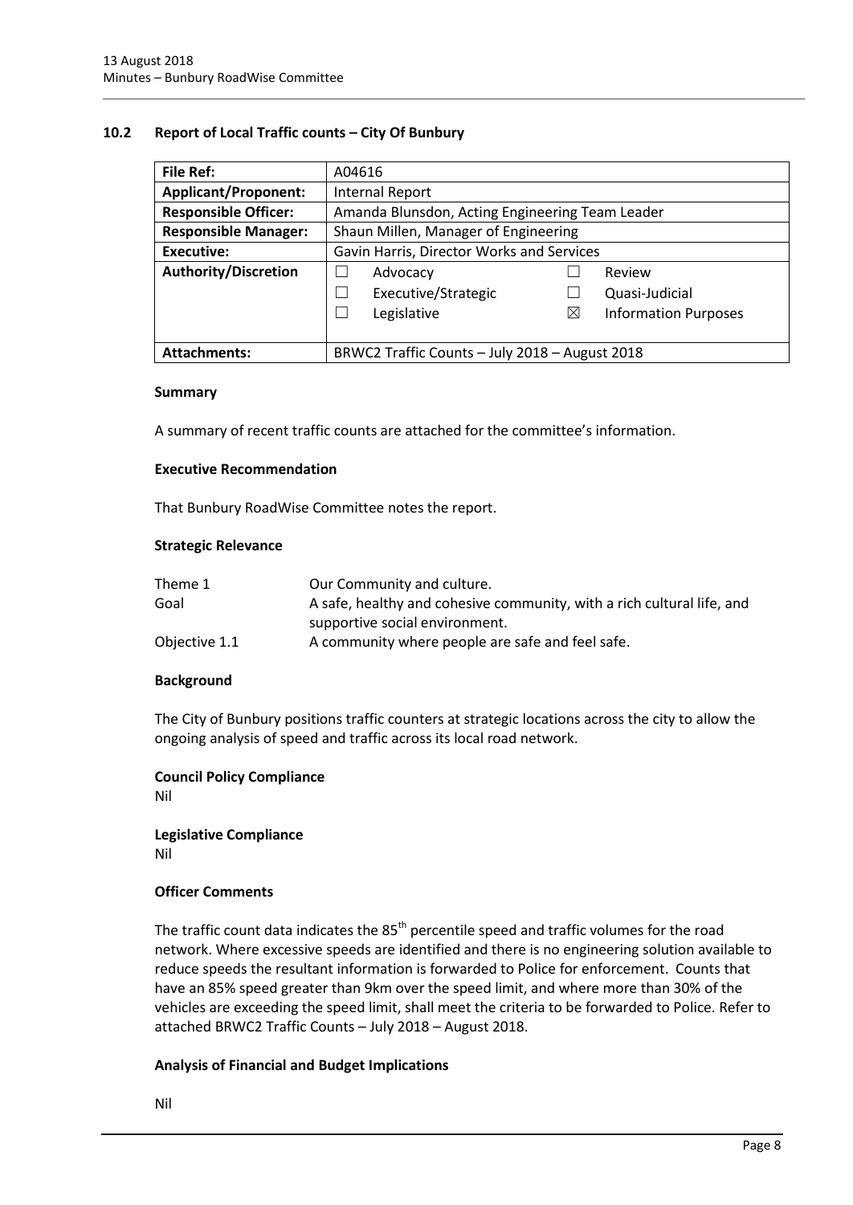### 10.2 Report of Local Traffic counts – City Of Bunbury

| File Ref: | A04616 | | |
|---|---|---|---|
| **Applicant/Proponent:** | Internal Report | | |
| **Responsible Officer:** | Amanda Blunsdon, Acting Engineering Team Leader | | |
| **Responsible Manager:** | Shaun Millen, Manager of Engineering | | |
| **Executive:** | Gavin Harris, Director Works and Services | | |
| **Authority/Discretion** | ☐ Advocacy<br>☐ Executive/Strategic<br>☐ Legislative | ☐ Review<br>☐ Quasi-Judicial<br>☒ Information Purposes | |
| **Attachments:** | BRWC2 Traffic Counts – July 2018 – August 2018 | | |

**Summary**

A summary of recent traffic counts are attached for the committee's information.

**Executive Recommendation**

That Bunbury RoadWise Committee notes the report.

**Strategic Relevance**

| | |
|---|---|
| Theme 1 | Our Community and culture. |
| Goal | A safe, healthy and cohesive community, with a rich cultural life, and supportive social environment. |
| Objective 1.1 | A community where people are safe and feel safe. |

**Background**

The City of Bunbury positions traffic counters at strategic locations across the city to allow the ongoing analysis of speed and traffic across its local road network.

**Council Policy Compliance**

Nil

**Legislative Compliance**

Nil

**Officer Comments**

The traffic count data indicates the 85[th] percentile speed and traffic volumes for the road network. Where excessive speeds are identified and there is no engineering solution available to reduce speeds the resultant information is forwarded to Police for enforcement. Counts that have an 85% speed greater than 9km over the speed limit, and where more than 30% of the vehicles are exceeding the speed limit, shall meet the criteria to be forwarded to Police. Refer to attached BRWC2 Traffic Counts – July 2018 – August 2018.

**Analysis of Financial and Budget Implications**

Nil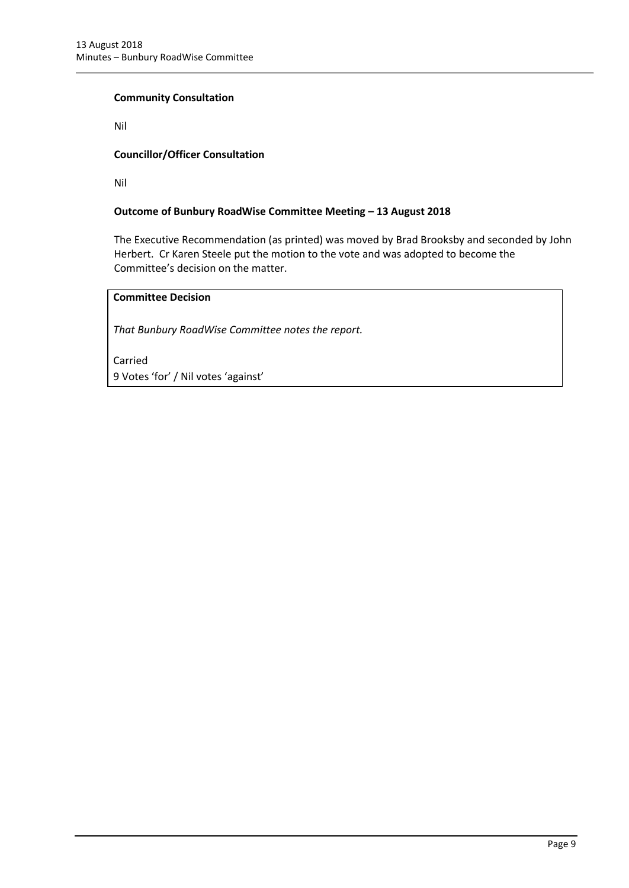**Community Consultation**

Nil

**Councillor/Officer Consultation**

Nil

**Outcome of Bunbury RoadWise Committee Meeting – 13 August 2018**

The Executive Recommendation (as printed) was moved by Brad Brooksby and seconded by John Herbert. Cr Karen Steele put the motion to the vote and was adopted to become the Committee's decision on the matter.

**Committee Decision**

*That Bunbury RoadWise Committee notes the report.*

Carried
9 Votes 'for' / Nil votes 'against'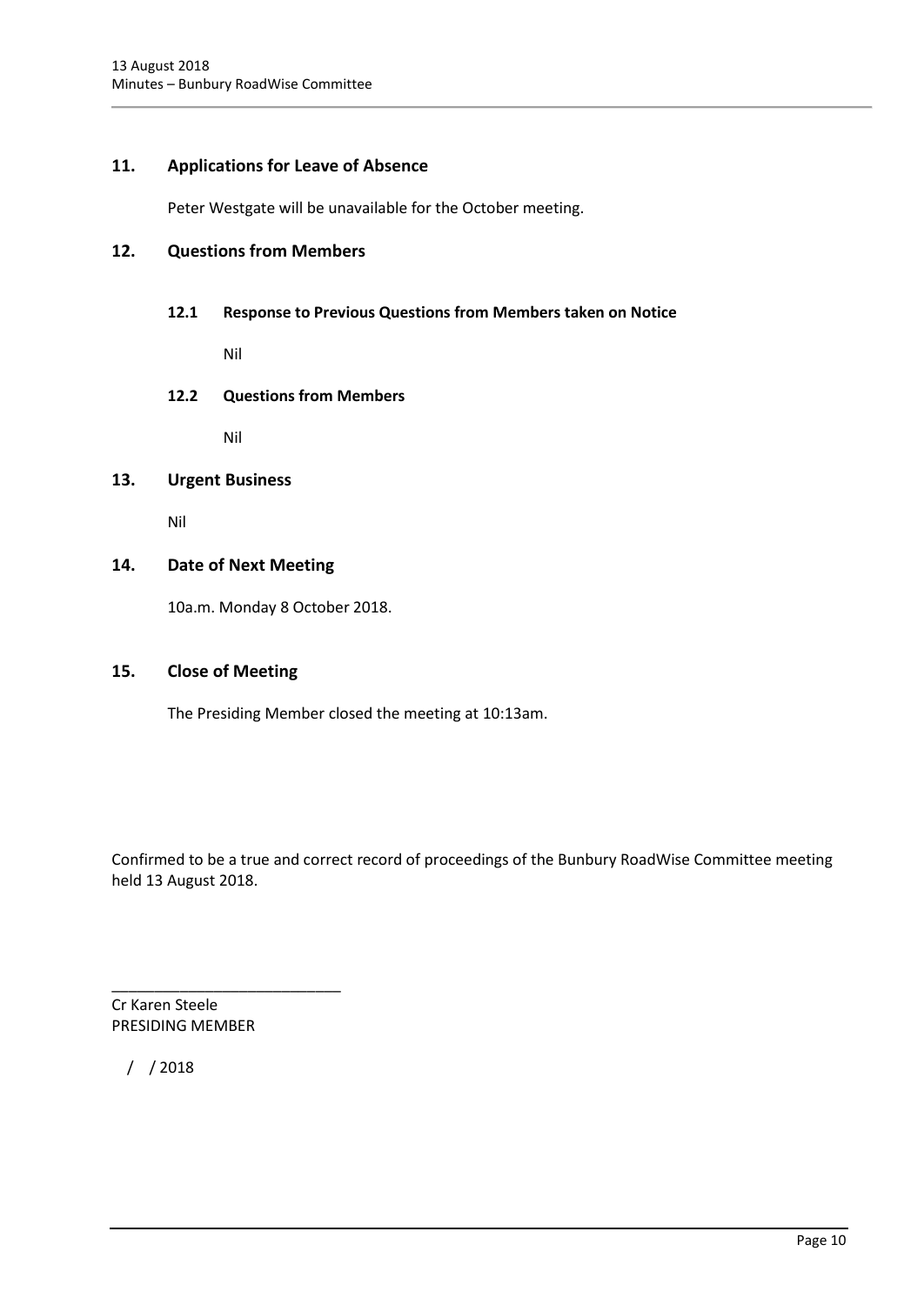## 11. Applications for Leave of Absence

Peter Westgate will be unavailable for the October meeting.

## 12. Questions from Members

### 12.1 Response to Previous Questions from Members taken on Notice

Nil

### 12.2 Questions from Members

Nil

## 13. Urgent Business

Nil

## 14. Date of Next Meeting

10a.m. Monday 8 October 2018.

## 15. Close of Meeting

The Presiding Member closed the meeting at 10:13am.

Confirmed to be a true and correct record of proceedings of the Bunbury RoadWise Committee meeting held 13 August 2018.

___________________________

Cr Karen Steele
PRESIDING MEMBER

/ / 2018